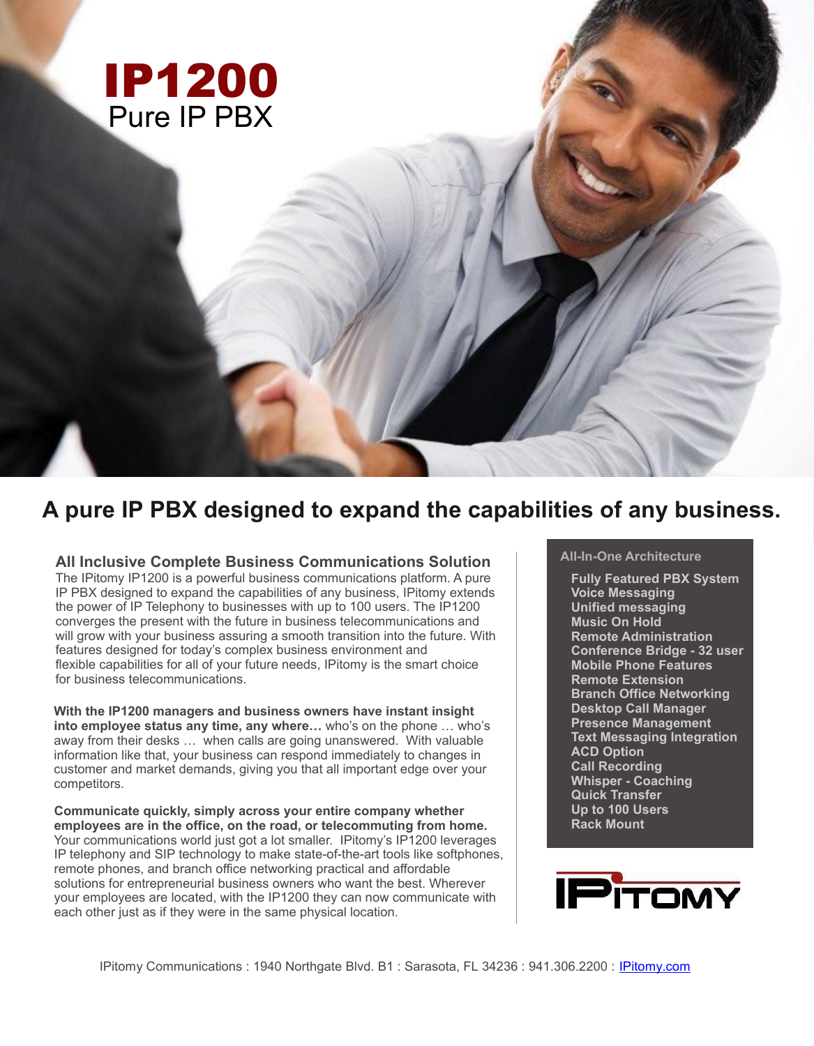# IP1200

## Pure IP PBX

## A pure IP PBX designed to expand the capabilities of any business.

### All Inclusive Complete Business Communications Solution

The IPitomy IP1200 is a powerful business communications platform. A pure IP PBX designed to expand the capabilities of any business, IPitomy extends the power of IP Telephony to businesses with up to 100 users. The IP1200 converges the present with the future in business telecommunications and will grow with your business assuring a smooth transition into the future. With features designed for today's complex business environment and flexible capabilities for all of your future needs, IPitomy is the smart choice for business telecommunications.

**With the IP1200 managers and business owners have instant insight into employee status any time, any where…** who's on the phone … who's away from their desks … when calls are going unanswered. With valuable information like that, your business can respond immediately to changes in customer and market demands, giving you that all important edge over your competitors.

**Communicate quickly, simply across your entire company whether employees are in the office, on the road, or telecommuting from home.** Your communications world just got a lot smaller. IPitomy's IP1200 leverages IP telephony and SIP technology to make state-of-the-art tools like softphones, remote phones, and branch office networking practical and affordable solutions for entrepreneurial business owners who want the best. Wherever your employees are located, with the IP1200 they can now communicate with each other just as if they were in the same physical location.

### All-In-One Architecture

- **Fully Featured PBX System**
- **Voice Messaging**
- **Unified messaging**
- **Music On Hold**
- **Remote Administration**
- **Conference Bridge - 32 user**
- **Mobile Phone Features**
- **Remote Extension**
- **Branch Office Networking**
- **Desktop Call Manager**
- **Presence Management**
- **Text Messaging Integration**
- **ACD Option**
- **Call Recording**
- **Whisper - Coaching**
- **Quick Transfer**
- **Up to 100 Users**
- **Rack Mount**

IPITOMY

IPitomy Communications : 1940 Northgate Blvd. B1 : Sarasota, FL 34236 : 941.306.2200 : IPitomy.com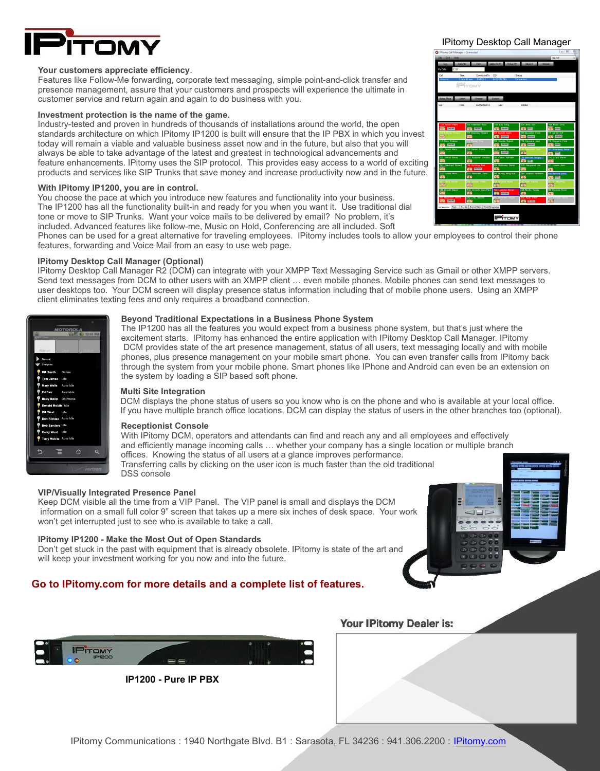IPitomy Desktop Call Manager

**Your customers appreciate efficiency**.
Features like Follow-Me forwarding, corporate text messaging, simple point-and-click transfer and presence management, assure that your customers and prospects will experience the ultimate in customer service and return again and again to do business with you.

**Investment protection is the name of the game.**
Industry-tested and proven in hundreds of thousands of installations around the world, the open standards architecture on which IPitomy IP1200 is built will ensure that the IP PBX in which you invest today will remain a viable and valuable business asset now and in the future, but also that you will always be able to take advantage of the latest and greatest in technological advancements and feature enhancements. IPitomy uses the SIP protocol. This provides easy access to a world of exciting products and services like SIP Trunks that save money and increase productivity now and in the future.

**With IPitomy IP1200, you are in control.**
You choose the pace at which you introduce new features and functionality into your business. The IP1200 has all the functionality built-in and ready for you when you want it. Use traditional dial tone or move to SIP Trunks. Want your voice mails to be delivered by email? No problem, it's included. Advanced features like follow-me, Music on Hold, Conferencing are all included. Soft Phones can be used for a great alternative for traveling employees. IPitomy includes tools to allow your employees to control their phone features, forwarding and Voice Mail from an easy to use web page.

**IPitomy Desktop Call Manager (Optional)**
IPitomy Desktop Call Manager R2 (DCM) can integrate with your XMPP Text Messaging Service such as Gmail or other XMPP servers. Send text messages from DCM to other users with an XMPP client … even mobile phones. Mobile phones can send text messages to user desktops too. Your DCM screen will display presence status information including that of mobile phone users. Using an XMPP client eliminates texting fees and only requires a broadband connection.

**Beyond Traditional Expectations in a Business Phone System**
The IP1200 has all the features you would expect from a business phone system, but that's just where the excitement starts. IPitomy has enhanced the entire application with IPitomy Desktop Call Manager. IPitomy DCM provides state of the art presence management, status of all users, text messaging locally and with mobile phones, plus presence management on your mobile smart phone. You can even transfer calls from IPitomy back through the system from your mobile phone. Smart phones like IPhone and Android can even be an extension on the system by loading a SIP based soft phone.

**Multi Site Integration**
DCM displays the phone status of users so you know who is on the phone and who is available at your local office. If you have multiple branch office locations, DCM can display the status of users in the other branches too (optional).

**Receptionist Console**
With IPitomy DCM, operators and attendants can find and reach any and all employees and effectively and efficiently manage incoming calls … whether your company has a single location or multiple branch offices. Knowing the status of all users at a glance improves performance. Transferring calls by clicking on the user icon is much faster than the old traditional DSS console

**VIP/Visually Integrated Presence Panel**
Keep DCM visible all the time from a VIP Panel. The VIP panel is small and displays the DCM information on a small full color 9" screen that takes up a mere six inches of desk space. Your work won't get interrupted just to see who is available to take a call.

**IPitomy IP1200 - Make the Most Out of Open Standards**
Don't get stuck in the past with equipment that is already obsolete. IPitomy is state of the art and will keep your investment working for you now and into the future.

**Go to IPitomy.com for more details and a complete list of features.**

**Your IPitomy Dealer is:**

**IP1200 - Pure IP PBX**

IPitomy Communications : 1940 Northgate Blvd. B1 : Sarasota, FL 34236 : 941.306.2200 : IPitomy.com